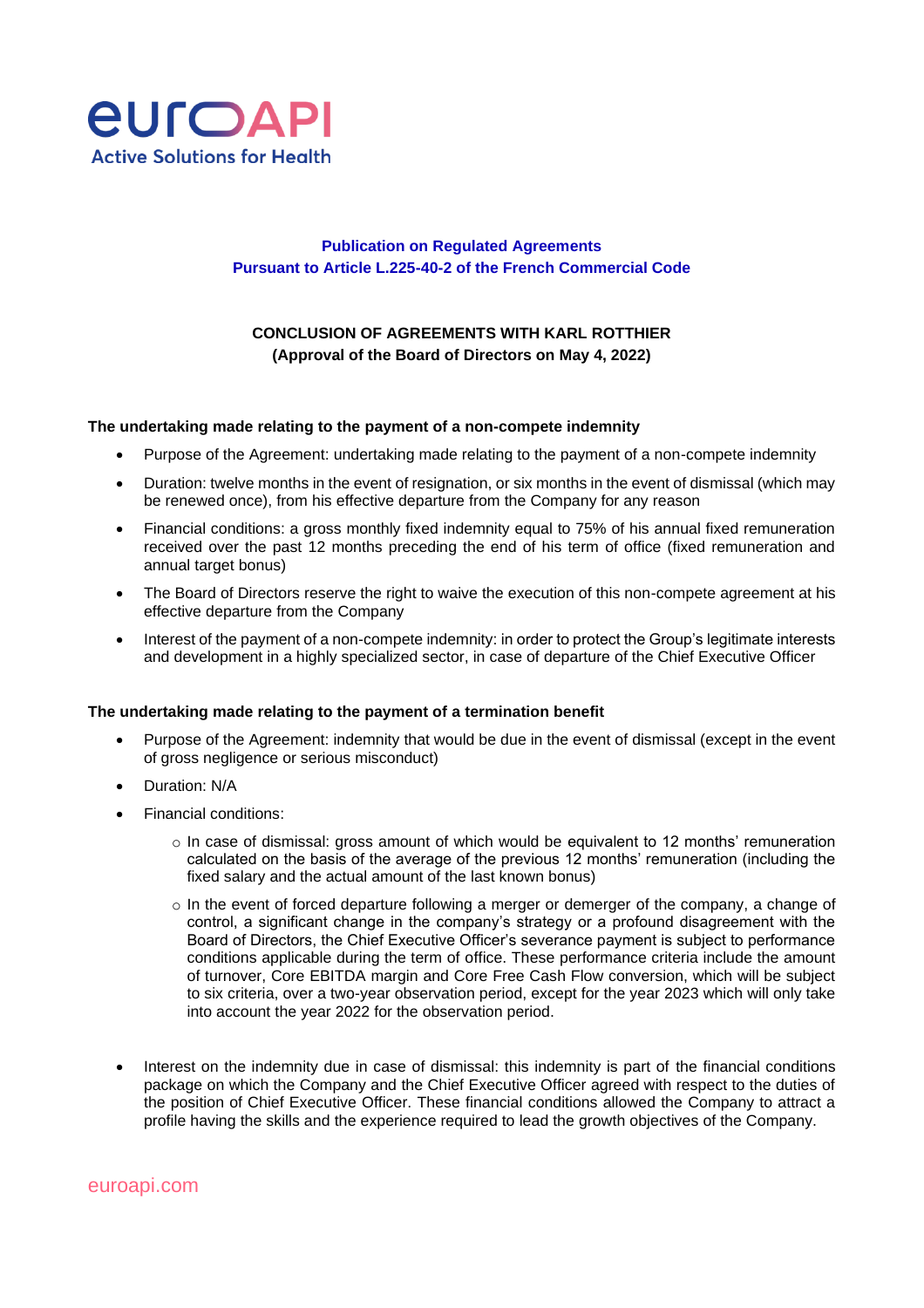euroAPI
Active Solutions for Health

**Publication on Regulated Agreements**
**Pursuant to Article L.225-40-2 of the French Commercial Code**

**CONCLUSION OF AGREEMENTS WITH KARL ROTTHIER**
**(Approval of the Board of Directors on May 4, 2022)**

### The undertaking made relating to the payment of a non-compete indemnity

- Purpose of the Agreement: undertaking made relating to the payment of a non-compete indemnity
- Duration: twelve months in the event of resignation, or six months in the event of dismissal (which may be renewed once), from his effective departure from the Company for any reason
- Financial conditions: a gross monthly fixed indemnity equal to 75% of his annual fixed remuneration received over the past 12 months preceding the end of his term of office (fixed remuneration and annual target bonus)
- The Board of Directors reserve the right to waive the execution of this non-compete agreement at his effective departure from the Company
- Interest of the payment of a non-compete indemnity: in order to protect the Group's legitimate interests and development in a highly specialized sector, in case of departure of the Chief Executive Officer

### The undertaking made relating to the payment of a termination benefit

- Purpose of the Agreement: indemnity that would be due in the event of dismissal (except in the event of gross negligence or serious misconduct)
- Duration: N/A
- Financial conditions:
  - In case of dismissal: gross amount of which would be equivalent to 12 months' remuneration calculated on the basis of the average of the previous 12 months' remuneration (including the fixed salary and the actual amount of the last known bonus)
  - In the event of forced departure following a merger or demerger of the company, a change of control, a significant change in the company's strategy or a profound disagreement with the Board of Directors, the Chief Executive Officer's severance payment is subject to performance conditions applicable during the term of office. These performance criteria include the amount of turnover, Core EBITDA margin and Core Free Cash Flow conversion, which will be subject to six criteria, over a two-year observation period, except for the year 2023 which will only take into account the year 2022 for the observation period.
- Interest on the indemnity due in case of dismissal: this indemnity is part of the financial conditions package on which the Company and the Chief Executive Officer agreed with respect to the duties of the position of Chief Executive Officer. These financial conditions allowed the Company to attract a profile having the skills and the experience required to lead the growth objectives of the Company.

euroapi.com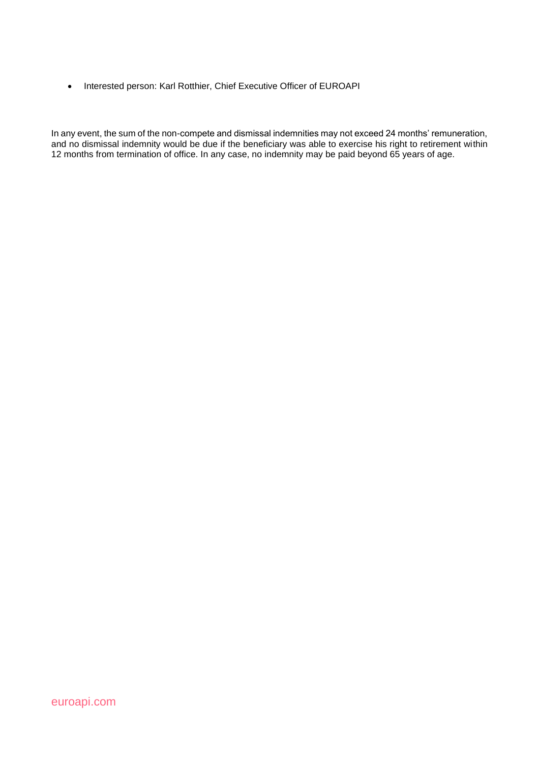- Interested person: Karl Rotthier, Chief Executive Officer of EUROAPI

In any event, the sum of the non-compete and dismissal indemnities may not exceed 24 months' remuneration, and no dismissal indemnity would be due if the beneficiary was able to exercise his right to retirement within 12 months from termination of office. In any case, no indemnity may be paid beyond 65 years of age.